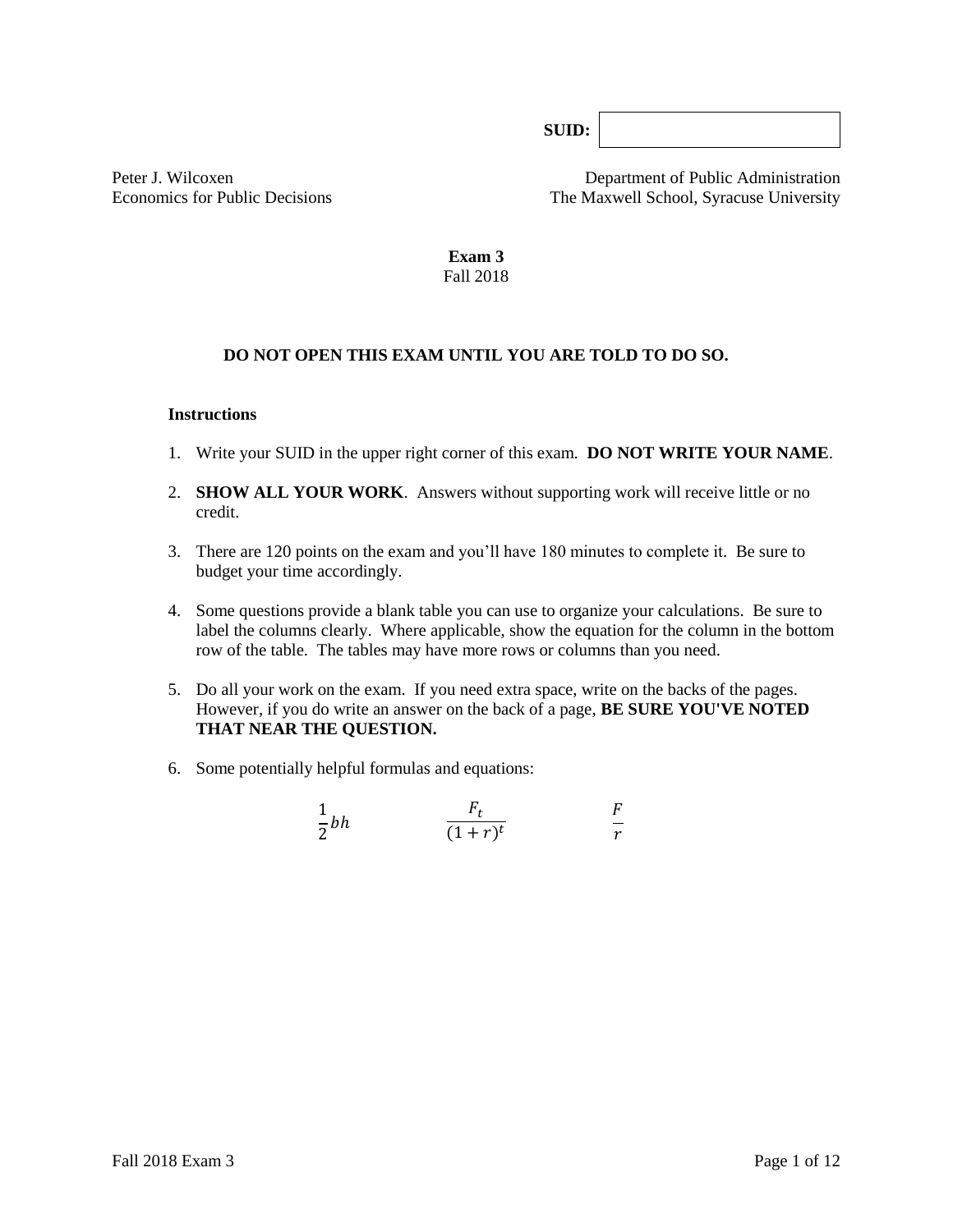**SUID:**

Peter J. Wilcoxen
Economics for Public Decisions

Department of Public Administration
The Maxwell School, Syracuse University

# Exam 3

Fall 2018

**DO NOT OPEN THIS EXAM UNTIL YOU ARE TOLD TO DO SO.**

### Instructions

1. Write your SUID in the upper right corner of this exam. **DO NOT WRITE YOUR NAME**.

2. **SHOW ALL YOUR WORK**. Answers without supporting work will receive little or no credit.

3. There are 120 points on the exam and you'll have 180 minutes to complete it. Be sure to budget your time accordingly.

4. Some questions provide a blank table you can use to organize your calculations. Be sure to label the columns clearly. Where applicable, show the equation for the column in the bottom row of the table. The tables may have more rows or columns than you need.

5. Do all your work on the exam. If you need extra space, write on the backs of the pages. However, if you do write an answer on the back of a page, **BE SURE YOU'VE NOTED THAT NEAR THE QUESTION.**

6. Some potentially helpful formulas and equations:

$$\frac{1}{2}bh \qquad\qquad \frac{F_t}{(1+r)^t} \qquad\qquad \frac{F}{r}$$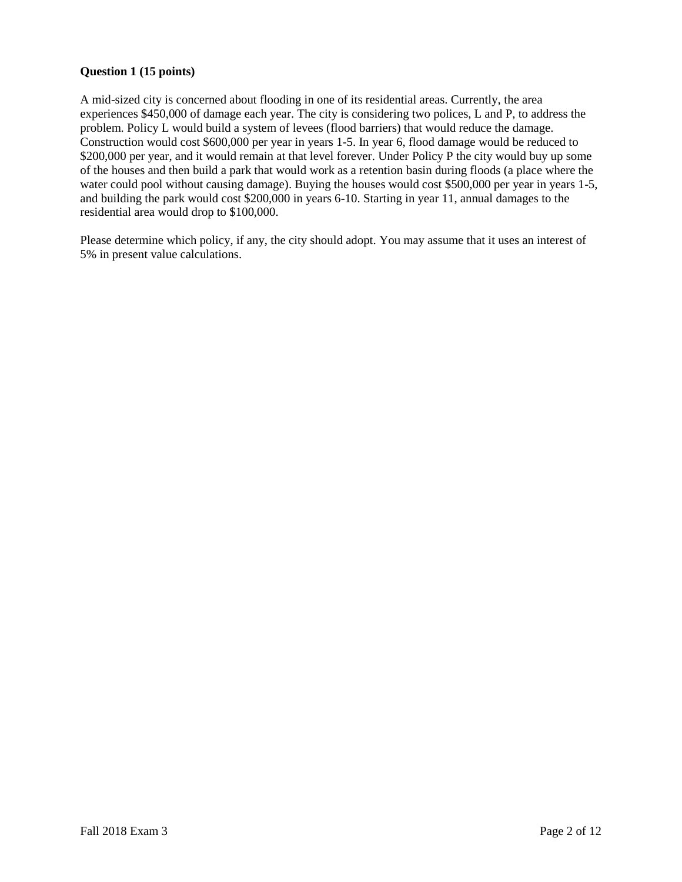**Question 1 (15 points)**

A mid-sized city is concerned about flooding in one of its residential areas. Currently, the area experiences $450,000 of damage each year. The city is considering two polices, L and P, to address the problem. Policy L would build a system of levees (flood barriers) that would reduce the damage. Construction would cost $600,000 per year in years 1-5. In year 6, flood damage would be reduced to $200,000 per year, and it would remain at that level forever. Under Policy P the city would buy up some of the houses and then build a park that would work as a retention basin during floods (a place where the water could pool without causing damage). Buying the houses would cost $500,000 per year in years 1-5, and building the park would cost $200,000 in years 6-10. Starting in year 11, annual damages to the residential area would drop to $100,000.

Please determine which policy, if any, the city should adopt. You may assume that it uses an interest of 5% in present value calculations.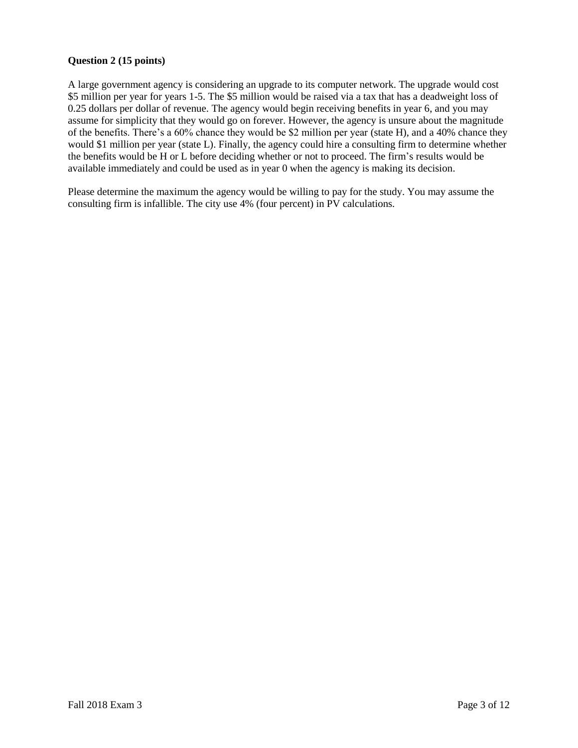**Question 2 (15 points)**

A large government agency is considering an upgrade to its computer network. The upgrade would cost $5 million per year for years 1-5. The $5 million would be raised via a tax that has a deadweight loss of 0.25 dollars per dollar of revenue. The agency would begin receiving benefits in year 6, and you may assume for simplicity that they would go on forever. However, the agency is unsure about the magnitude of the benefits. There's a 60% chance they would be $2 million per year (state H), and a 40% chance they would $1 million per year (state L). Finally, the agency could hire a consulting firm to determine whether the benefits would be H or L before deciding whether or not to proceed. The firm's results would be available immediately and could be used as in year 0 when the agency is making its decision.

Please determine the maximum the agency would be willing to pay for the study. You may assume the consulting firm is infallible. The city use 4% (four percent) in PV calculations.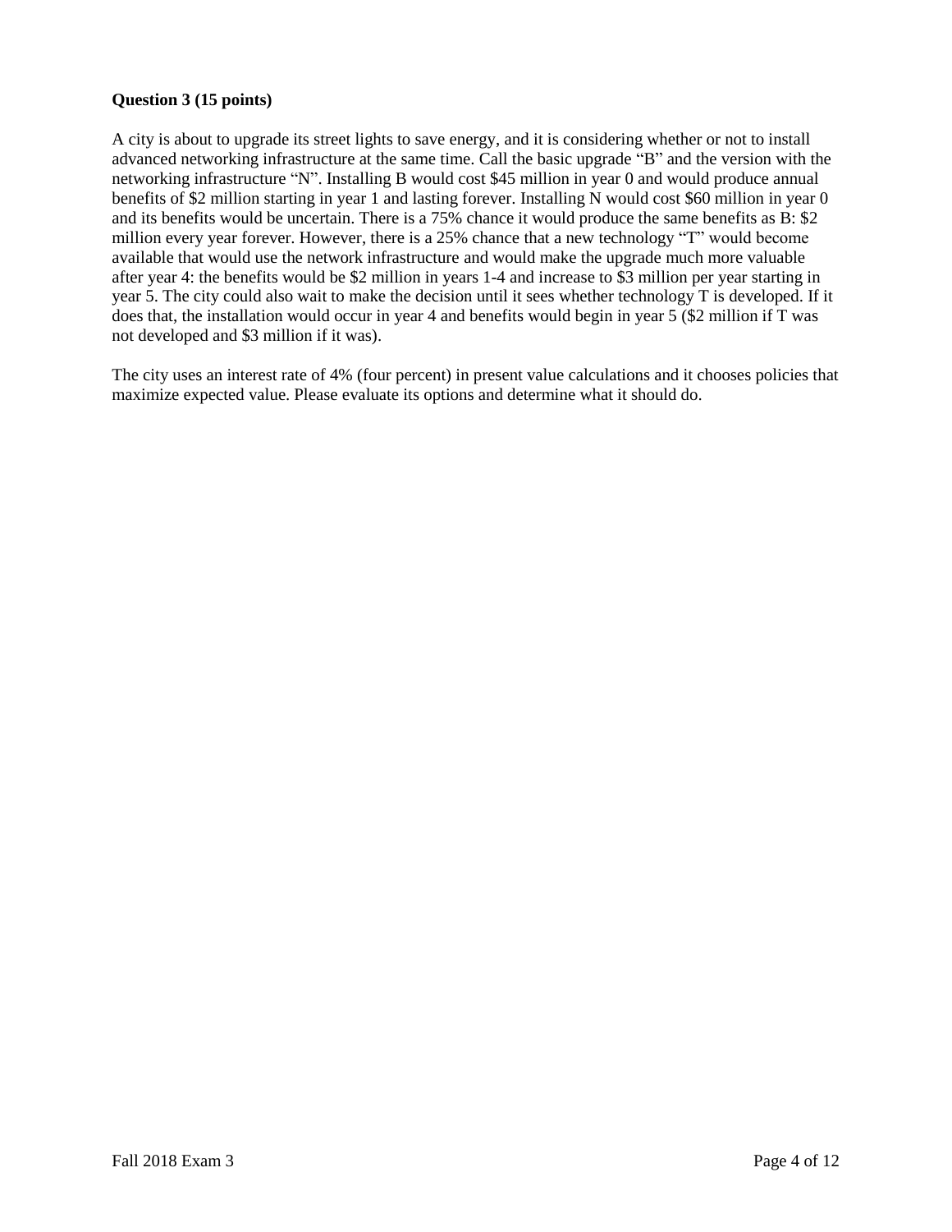**Question 3 (15 points)**

A city is about to upgrade its street lights to save energy, and it is considering whether or not to install advanced networking infrastructure at the same time. Call the basic upgrade "B" and the version with the networking infrastructure "N". Installing B would cost $45 million in year 0 and would produce annual benefits of $2 million starting in year 1 and lasting forever. Installing N would cost $60 million in year 0 and its benefits would be uncertain. There is a 75% chance it would produce the same benefits as B: $2 million every year forever. However, there is a 25% chance that a new technology "T" would become available that would use the network infrastructure and would make the upgrade much more valuable after year 4: the benefits would be $2 million in years 1-4 and increase to $3 million per year starting in year 5. The city could also wait to make the decision until it sees whether technology T is developed. If it does that, the installation would occur in year 4 and benefits would begin in year 5 ($2 million if T was not developed and $3 million if it was).

The city uses an interest rate of 4% (four percent) in present value calculations and it chooses policies that maximize expected value. Please evaluate its options and determine what it should do.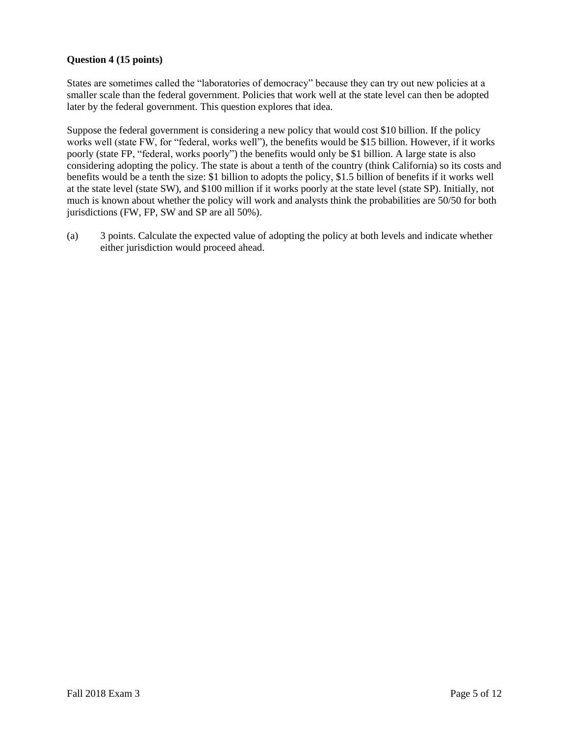**Question 4 (15 points)**

States are sometimes called the "laboratories of democracy" because they can try out new policies at a smaller scale than the federal government. Policies that work well at the state level can then be adopted later by the federal government. This question explores that idea.

Suppose the federal government is considering a new policy that would cost $10 billion. If the policy works well (state FW, for "federal, works well"), the benefits would be $15 billion. However, if it works poorly (state FP, "federal, works poorly") the benefits would only be $1 billion. A large state is also considering adopting the policy. The state is about a tenth of the country (think California) so its costs and benefits would be a tenth the size: $1 billion to adopts the policy, $1.5 billion of benefits if it works well at the state level (state SW), and $100 million if it works poorly at the state level (state SP). Initially, not much is known about whether the policy will work and analysts think the probabilities are 50/50 for both jurisdictions (FW, FP, SW and SP are all 50%).

(a) 3 points. Calculate the expected value of adopting the policy at both levels and indicate whether either jurisdiction would proceed ahead.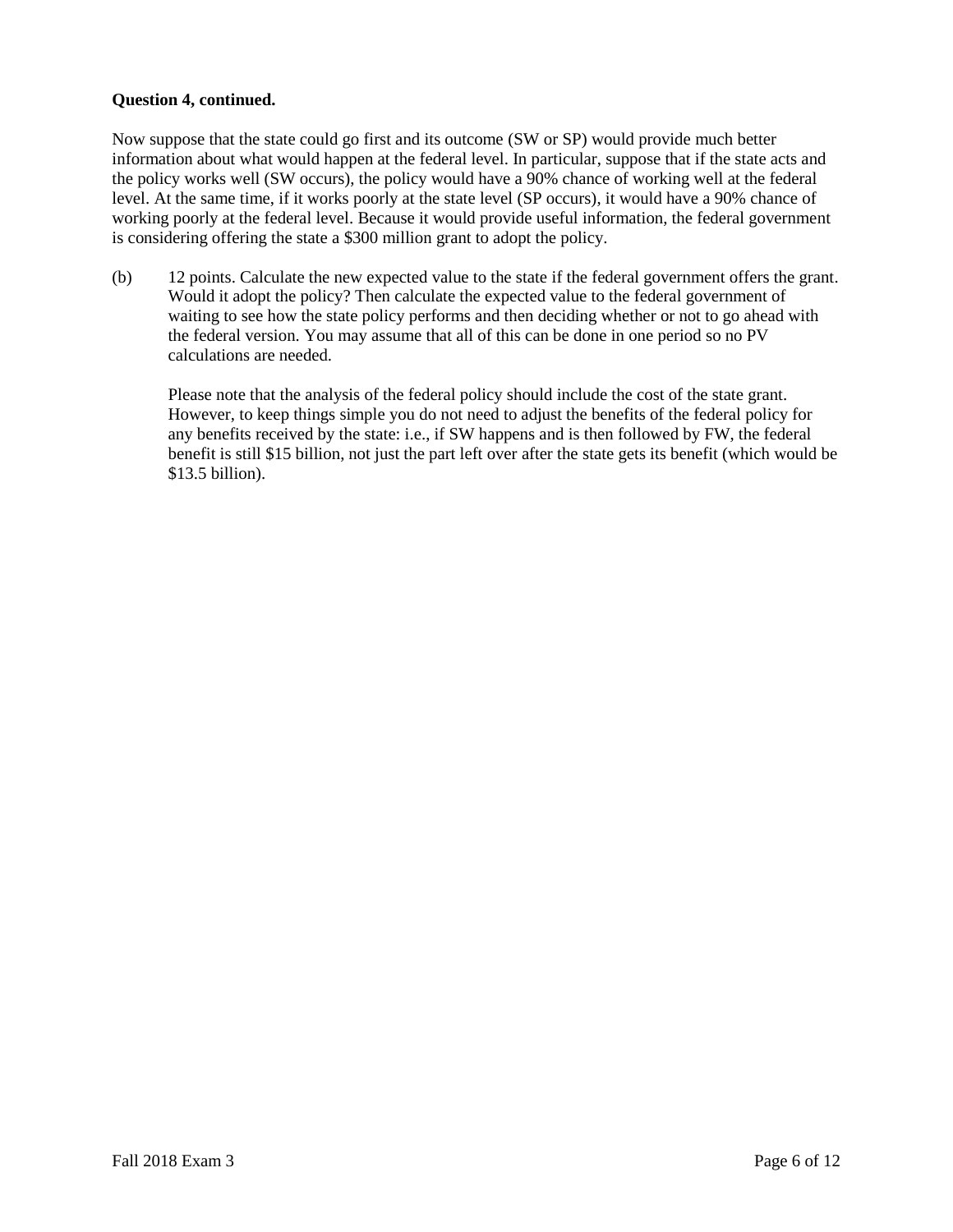**Question 4, continued.**

Now suppose that the state could go first and its outcome (SW or SP) would provide much better information about what would happen at the federal level. In particular, suppose that if the state acts and the policy works well (SW occurs), the policy would have a 90% chance of working well at the federal level. At the same time, if it works poorly at the state level (SP occurs), it would have a 90% chance of working poorly at the federal level. Because it would provide useful information, the federal government is considering offering the state a $300 million grant to adopt the policy.

(b) 12 points. Calculate the new expected value to the state if the federal government offers the grant. Would it adopt the policy? Then calculate the expected value to the federal government of waiting to see how the state policy performs and then deciding whether or not to go ahead with the federal version. You may assume that all of this can be done in one period so no PV calculations are needed.

Please note that the analysis of the federal policy should include the cost of the state grant. However, to keep things simple you do not need to adjust the benefits of the federal policy for any benefits received by the state: i.e., if SW happens and is then followed by FW, the federal benefit is still $15 billion, not just the part left over after the state gets its benefit (which would be $13.5 billion).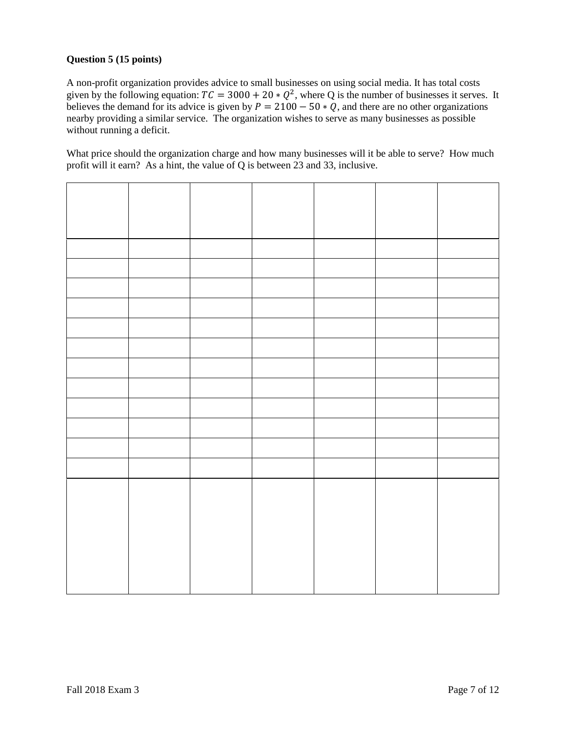**Question 5 (15 points)**

A non-profit organization provides advice to small businesses on using social media. It has total costs given by the following equation: $TC = 3000 + 20 * Q^2$, where Q is the number of businesses it serves. It believes the demand for its advice is given by $P = 2100 - 50 * Q$, and there are no other organizations nearby providing a similar service. The organization wishes to serve as many businesses as possible without running a deficit.

What price should the organization charge and how many businesses will it be able to serve? How much profit will it earn? As a hint, the value of Q is between 23 and 33, inclusive.

| | | | | | | |
|---|---|---|---|---|---|---|
| | | | | | | |
| | | | | | | |
| | | | | | | |
| | | | | | | |
| | | | | | | |
| | | | | | | |
| | | | | | | |
| | | | | | | |
| | | | | | | |
| | | | | | | |
| | | | | | | |
| | | | | | | |
| | | | | | | |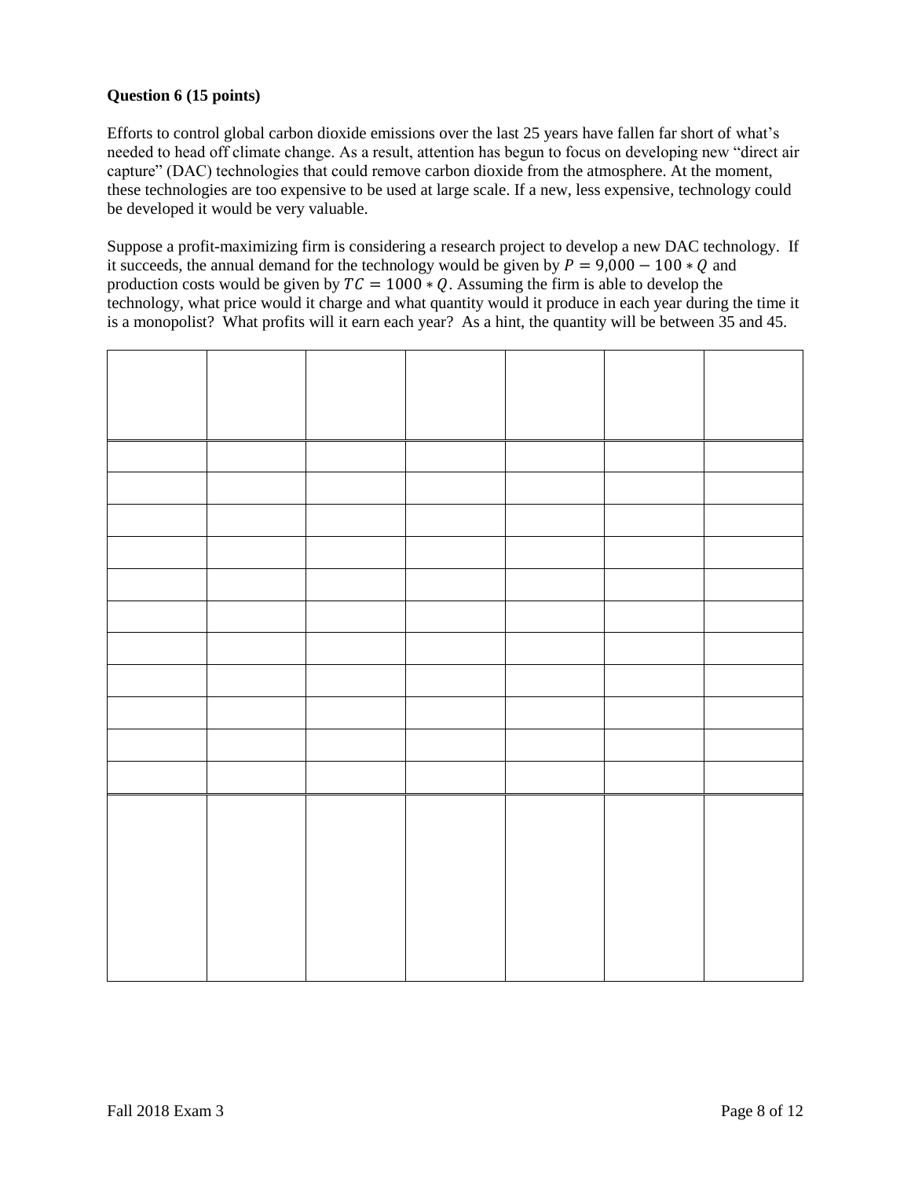**Question 6 (15 points)**

Efforts to control global carbon dioxide emissions over the last 25 years have fallen far short of what's needed to head off climate change. As a result, attention has begun to focus on developing new "direct air capture" (DAC) technologies that could remove carbon dioxide from the atmosphere. At the moment, these technologies are too expensive to be used at large scale. If a new, less expensive, technology could be developed it would be very valuable.

Suppose a profit-maximizing firm is considering a research project to develop a new DAC technology. If it succeeds, the annual demand for the technology would be given by $P = 9{,}000 - 100 * Q$ and production costs would be given by $TC = 1000 * Q$. Assuming the firm is able to develop the technology, what price would it charge and what quantity would it produce in each year during the time it is a monopolist? What profits will it earn each year? As a hint, the quantity will be between 35 and 45.

| | | | | | | |
|---|---|---|---|---|---|---|
| | | | | | | |
| | | | | | | |
| | | | | | | |
| | | | | | | |
| | | | | | | |
| | | | | | | |
| | | | | | | |
| | | | | | | |
| | | | | | | |
| | | | | | | |
| | | | | | | |
| | | | | | | |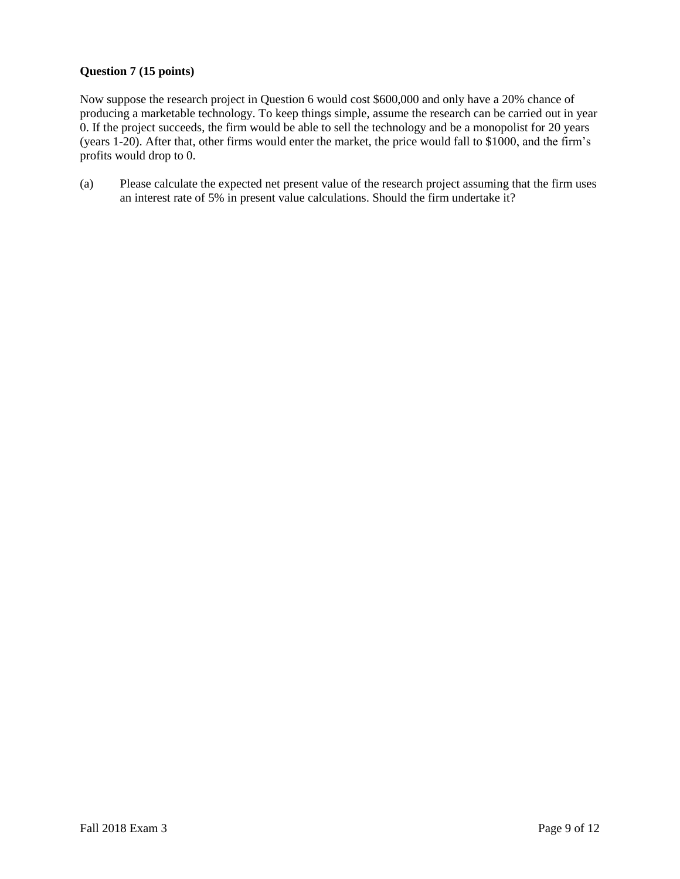**Question 7 (15 points)**

Now suppose the research project in Question 6 would cost \$600,000 and only have a 20% chance of producing a marketable technology. To keep things simple, assume the research can be carried out in year 0. If the project succeeds, the firm would be able to sell the technology and be a monopolist for 20 years (years 1-20). After that, other firms would enter the market, the price would fall to \$1000, and the firm's profits would drop to 0.

(a) Please calculate the expected net present value of the research project assuming that the firm uses an interest rate of 5% in present value calculations. Should the firm undertake it?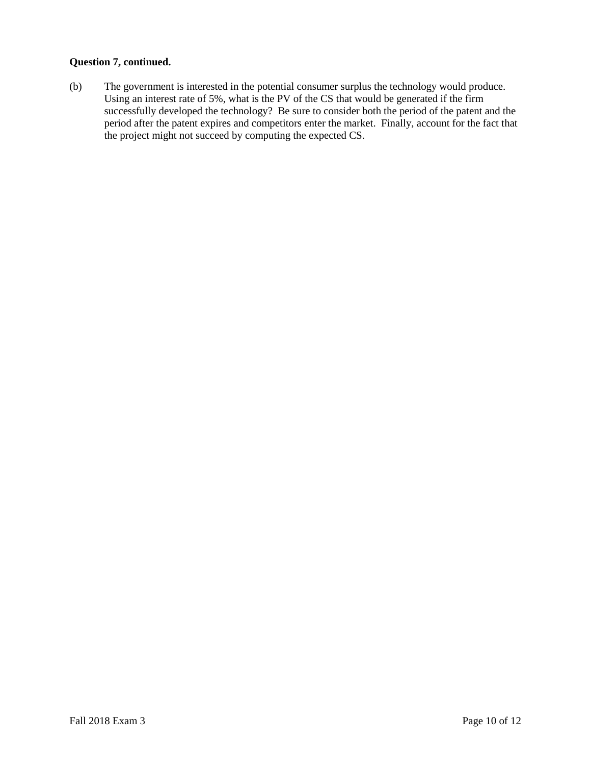**Question 7, continued.**

(b) The government is interested in the potential consumer surplus the technology would produce. Using an interest rate of 5%, what is the PV of the CS that would be generated if the firm successfully developed the technology? Be sure to consider both the period of the patent and the period after the patent expires and competitors enter the market. Finally, account for the fact that the project might not succeed by computing the expected CS.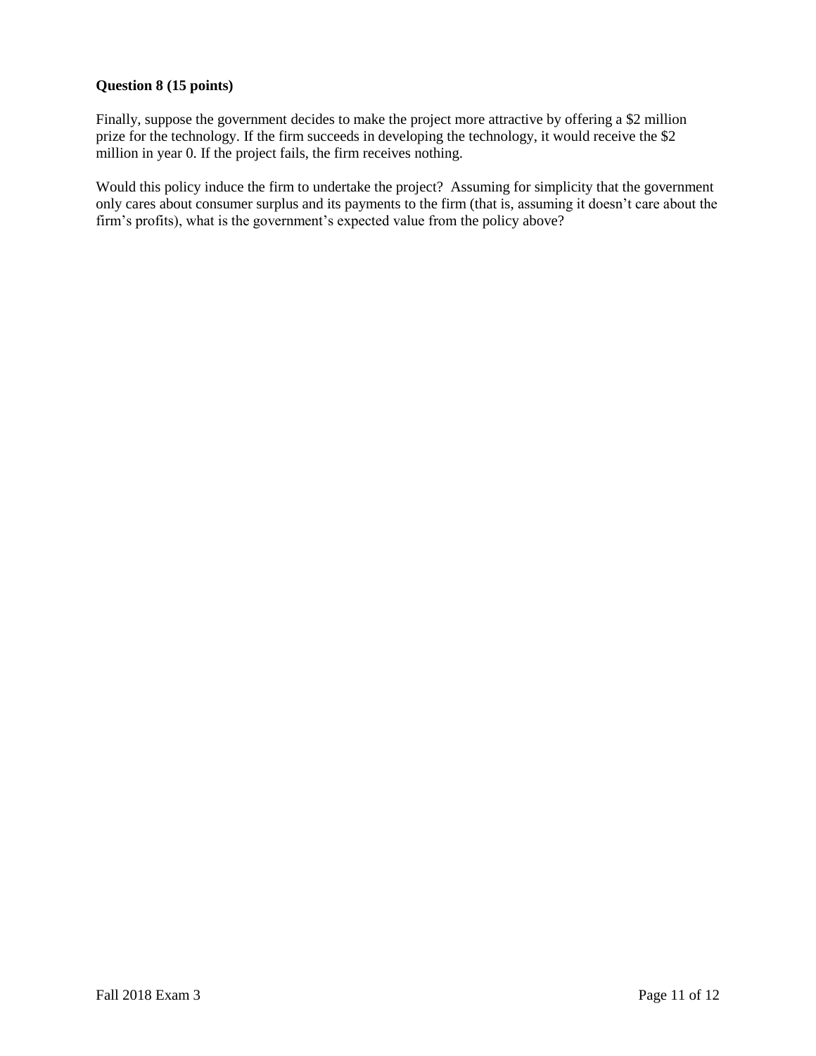**Question 8 (15 points)**

Finally, suppose the government decides to make the project more attractive by offering a $2 million prize for the technology. If the firm succeeds in developing the technology, it would receive the $2 million in year 0. If the project fails, the firm receives nothing.

Would this policy induce the firm to undertake the project? Assuming for simplicity that the government only cares about consumer surplus and its payments to the firm (that is, assuming it doesn't care about the firm's profits), what is the government's expected value from the policy above?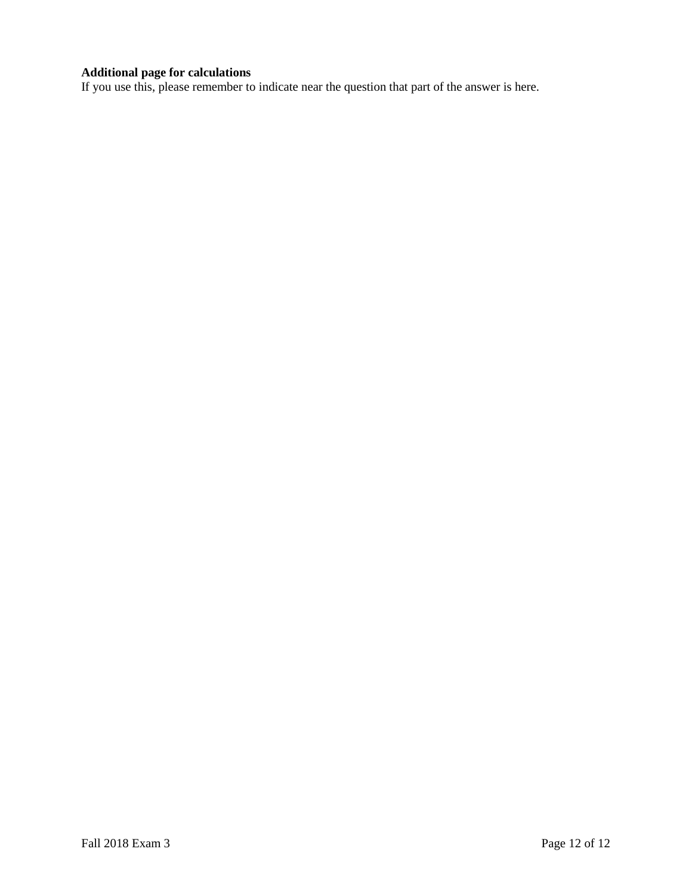**Additional page for calculations**

If you use this, please remember to indicate near the question that part of the answer is here.